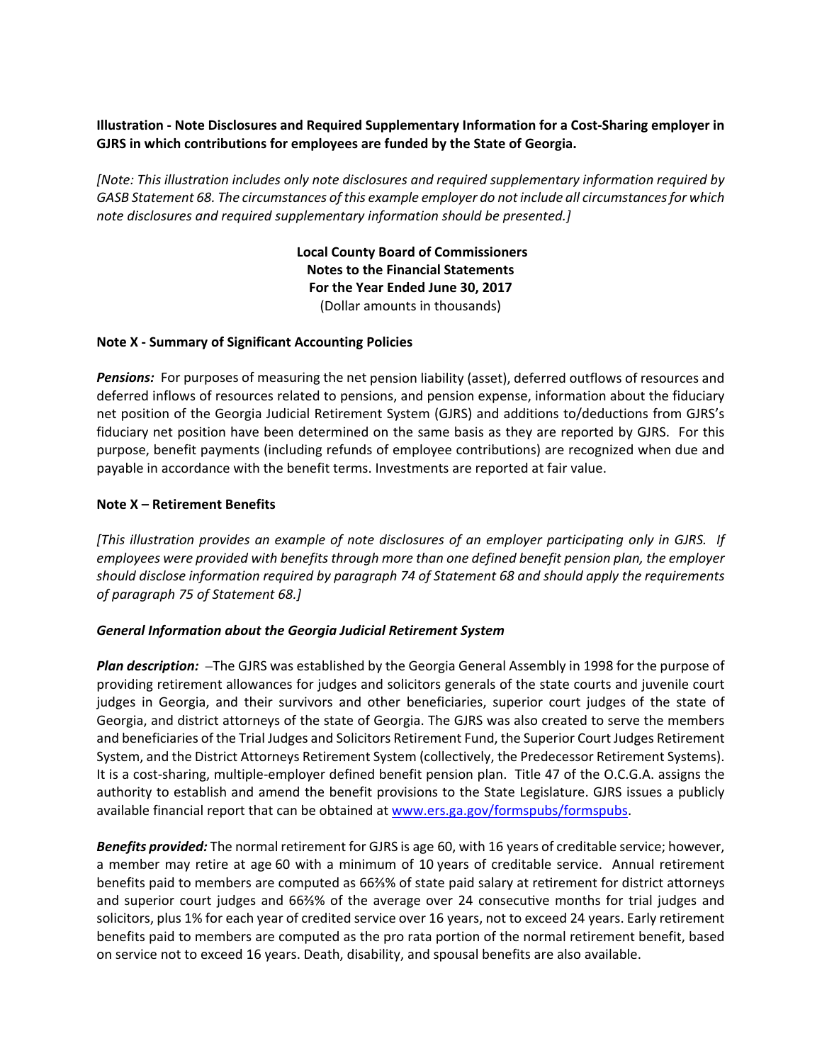**Illustration - Note Disclosures and Required Supplementary Information for a Cost-Sharing employer in GJRS in which contributions for employees are funded by the State of Georgia.**

*[Note: This illustration includes only note disclosures and required supplementary information required by GASB Statement 68. The circumstances of this example employer do not include all circumstances for which note disclosures and required supplementary information should be presented.]*

**Local County Board of Commissioners**
**Notes to the Financial Statements**
**For the Year Ended June 30, 2017**
(Dollar amounts in thousands)

**Note X - Summary of Significant Accounting Policies**

***Pensions:*** For purposes of measuring the net pension liability (asset), deferred outflows of resources and deferred inflows of resources related to pensions, and pension expense, information about the fiduciary net position of the Georgia Judicial Retirement System (GJRS) and additions to/deductions from GJRS's fiduciary net position have been determined on the same basis as they are reported by GJRS. For this purpose, benefit payments (including refunds of employee contributions) are recognized when due and payable in accordance with the benefit terms. Investments are reported at fair value.

**Note X – Retirement Benefits**

*[This illustration provides an example of note disclosures of an employer participating only in GJRS. If employees were provided with benefits through more than one defined benefit pension plan, the employer should disclose information required by paragraph 74 of Statement 68 and should apply the requirements of paragraph 75 of Statement 68.]*

***General Information about the Georgia Judicial Retirement System***

***Plan description:*** –The GJRS was established by the Georgia General Assembly in 1998 for the purpose of providing retirement allowances for judges and solicitors generals of the state courts and juvenile court judges in Georgia, and their survivors and other beneficiaries, superior court judges of the state of Georgia, and district attorneys of the state of Georgia. The GJRS was also created to serve the members and beneficiaries of the Trial Judges and Solicitors Retirement Fund, the Superior Court Judges Retirement System, and the District Attorneys Retirement System (collectively, the Predecessor Retirement Systems). It is a cost-sharing, multiple-employer defined benefit pension plan. Title 47 of the O.C.G.A. assigns the authority to establish and amend the benefit provisions to the State Legislature. GJRS issues a publicly available financial report that can be obtained at www.ers.ga.gov/formspubs/formspubs.

***Benefits provided:*** The normal retirement for GJRS is age 60, with 16 years of creditable service; however, a member may retire at age 60 with a minimum of 10 years of creditable service. Annual retirement benefits paid to members are computed as 66⅔% of state paid salary at retirement for district attorneys and superior court judges and 66⅔% of the average over 24 consecutive months for trial judges and solicitors, plus 1% for each year of credited service over 16 years, not to exceed 24 years. Early retirement benefits paid to members are computed as the pro rata portion of the normal retirement benefit, based on service not to exceed 16 years. Death, disability, and spousal benefits are also available.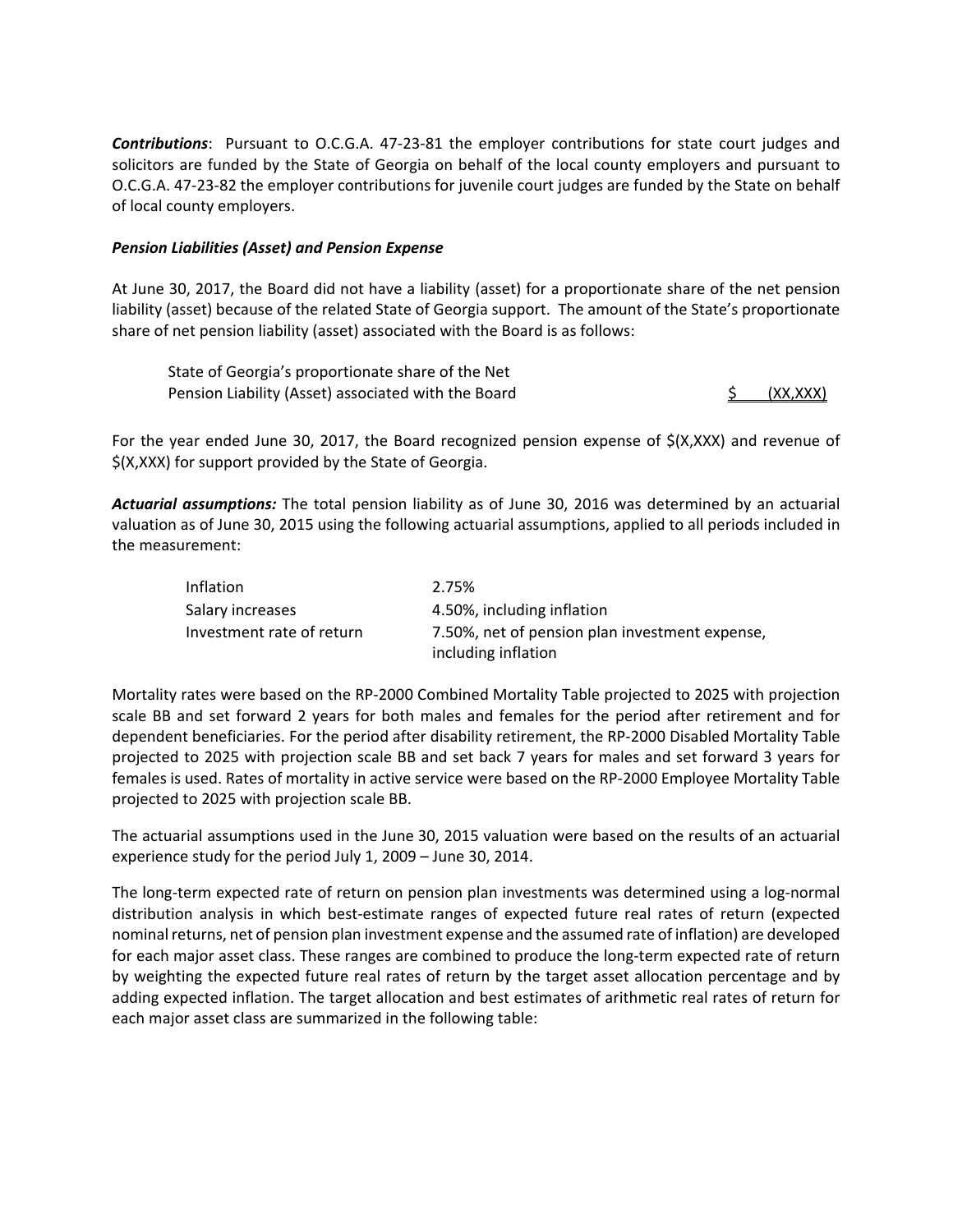***Contributions***: Pursuant to O.C.G.A. 47-23-81 the employer contributions for state court judges and solicitors are funded by the State of Georgia on behalf of the local county employers and pursuant to O.C.G.A. 47-23-82 the employer contributions for juvenile court judges are funded by the State on behalf of local county employers.

***Pension Liabilities (Asset) and Pension Expense***

At June 30, 2017, the Board did not have a liability (asset) for a proportionate share of the net pension liability (asset) because of the related State of Georgia support. The amount of the State's proportionate share of net pension liability (asset) associated with the Board is as follows:

| | |
|---|---|
| State of Georgia's proportionate share of the Net Pension Liability (Asset) associated with the Board | $ (XX,XXX) |

For the year ended June 30, 2017, the Board recognized pension expense of $(X,XXX) and revenue of $(X,XXX) for support provided by the State of Georgia.

***Actuarial assumptions:*** The total pension liability as of June 30, 2016 was determined by an actuarial valuation as of June 30, 2015 using the following actuarial assumptions, applied to all periods included in the measurement:

| | |
|---|---|
| Inflation | 2.75% |
| Salary increases | 4.50%, including inflation |
| Investment rate of return | 7.50%, net of pension plan investment expense, including inflation |

Mortality rates were based on the RP-2000 Combined Mortality Table projected to 2025 with projection scale BB and set forward 2 years for both males and females for the period after retirement and for dependent beneficiaries. For the period after disability retirement, the RP-2000 Disabled Mortality Table projected to 2025 with projection scale BB and set back 7 years for males and set forward 3 years for females is used. Rates of mortality in active service were based on the RP-2000 Employee Mortality Table projected to 2025 with projection scale BB.

The actuarial assumptions used in the June 30, 2015 valuation were based on the results of an actuarial experience study for the period July 1, 2009 – June 30, 2014.

The long-term expected rate of return on pension plan investments was determined using a log-normal distribution analysis in which best-estimate ranges of expected future real rates of return (expected nominal returns, net of pension plan investment expense and the assumed rate of inflation) are developed for each major asset class. These ranges are combined to produce the long-term expected rate of return by weighting the expected future real rates of return by the target asset allocation percentage and by adding expected inflation. The target allocation and best estimates of arithmetic real rates of return for each major asset class are summarized in the following table: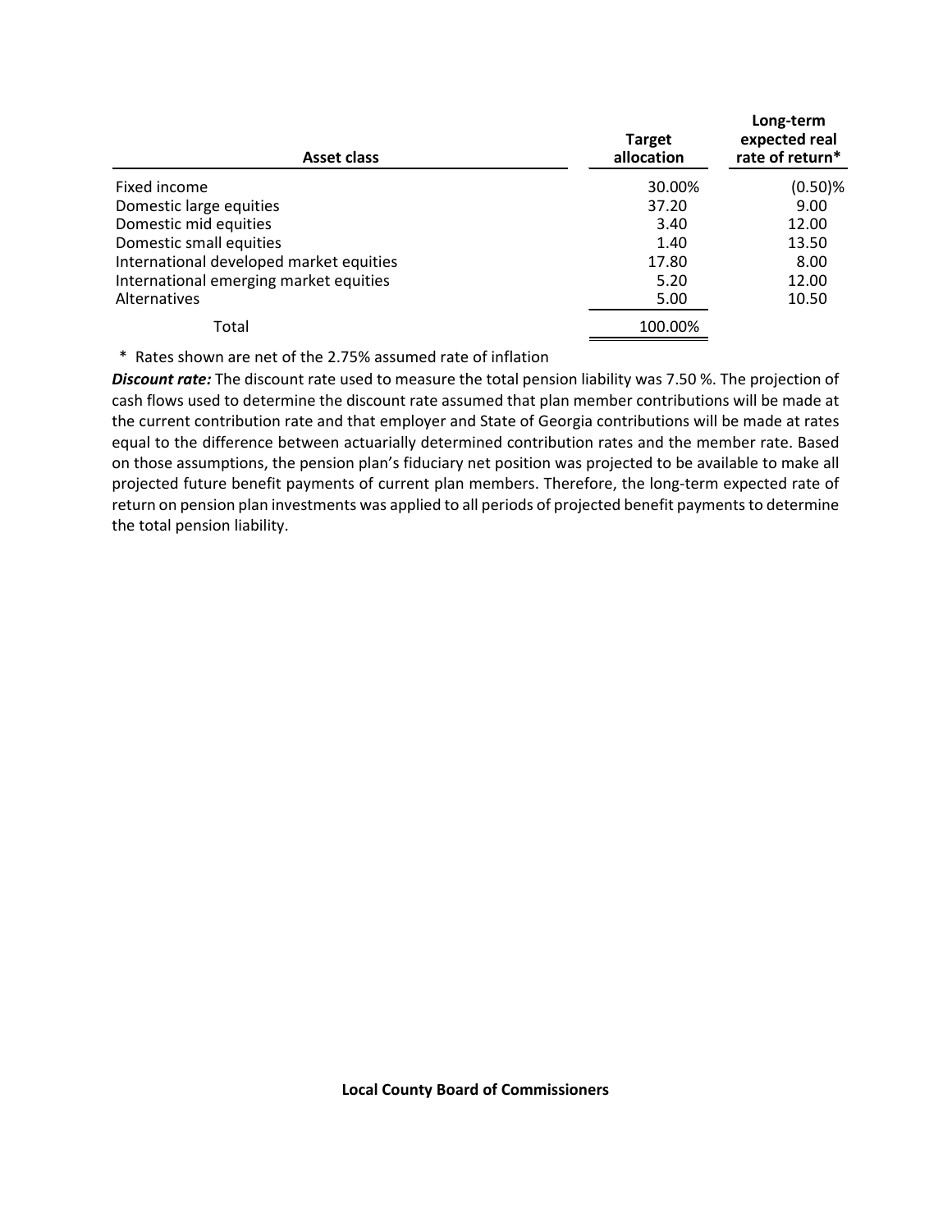| Asset class | Target allocation | Long-term expected real rate of return* |
|---|---|---|
| Fixed income | 30.00% | (0.50)% |
| Domestic large equities | 37.20 | 9.00 |
| Domestic mid equities | 3.40 | 12.00 |
| Domestic small equities | 1.40 | 13.50 |
| International developed market equities | 17.80 | 8.00 |
| International emerging market equities | 5.20 | 12.00 |
| Alternatives | 5.00 | 10.50 |
| Total | 100.00% | |

\* Rates shown are net of the 2.75% assumed rate of inflation

***Discount rate:*** The discount rate used to measure the total pension liability was 7.50 %. The projection of cash flows used to determine the discount rate assumed that plan member contributions will be made at the current contribution rate and that employer and State of Georgia contributions will be made at rates equal to the difference between actuarially determined contribution rates and the member rate. Based on those assumptions, the pension plan's fiduciary net position was projected to be available to make all projected future benefit payments of current plan members. Therefore, the long-term expected rate of return on pension plan investments was applied to all periods of projected benefit payments to determine the total pension liability.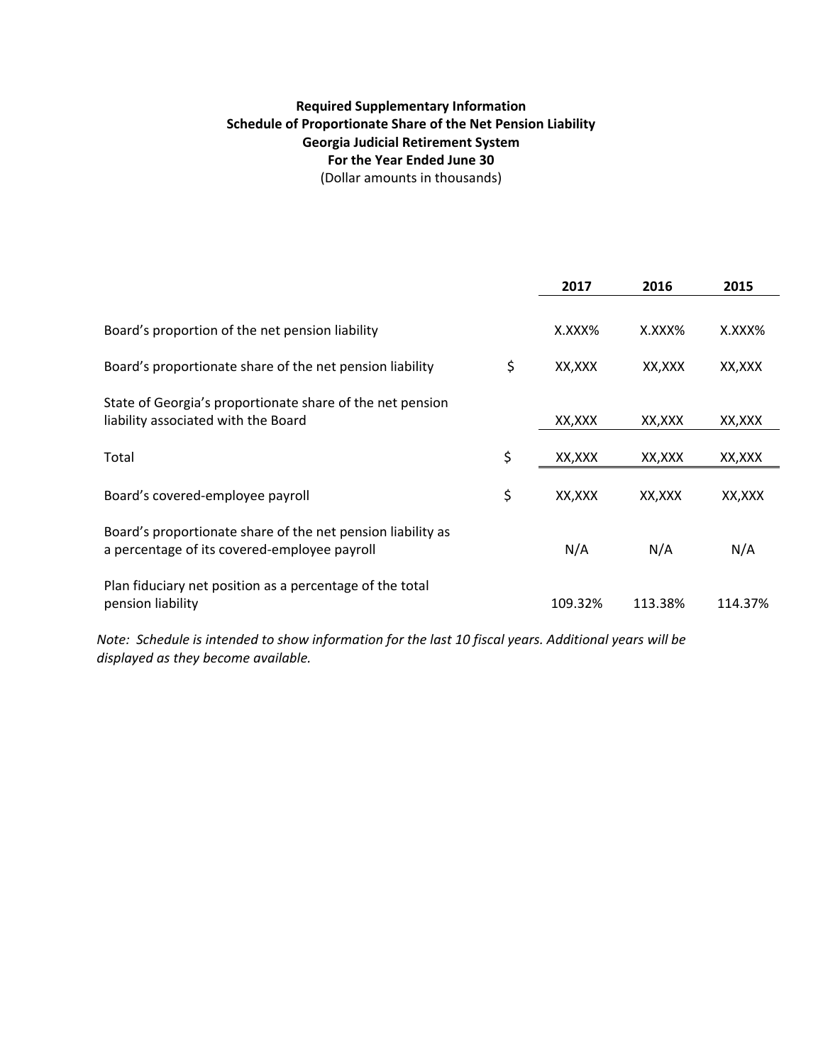**Required Supplementary Information**
**Schedule of Proportionate Share of the Net Pension Liability**
**Georgia Judicial Retirement System**
**For the Year Ended June 30**
(Dollar amounts in thousands)

| | | 2017 | 2016 | 2015 |
|---|---|---|---|---|
| Board's proportion of the net pension liability | | X.XXX% | X.XXX% | X.XXX% |
| Board's proportionate share of the net pension liability | $ | XX,XXX | XX,XXX | XX,XXX |
| State of Georgia's proportionate share of the net pension liability associated with the Board | | XX,XXX | XX,XXX | XX,XXX |
| Total | $ | XX,XXX | XX,XXX | XX,XXX |
| Board's covered-employee payroll | $ | XX,XXX | XX,XXX | XX,XXX |
| Board's proportionate share of the net pension liability as a percentage of its covered-employee payroll | | N/A | N/A | N/A |
| Plan fiduciary net position as a percentage of the total pension liability | | 109.32% | 113.38% | 114.37% |

*Note: Schedule is intended to show information for the last 10 fiscal years. Additional years will be displayed as they become available.*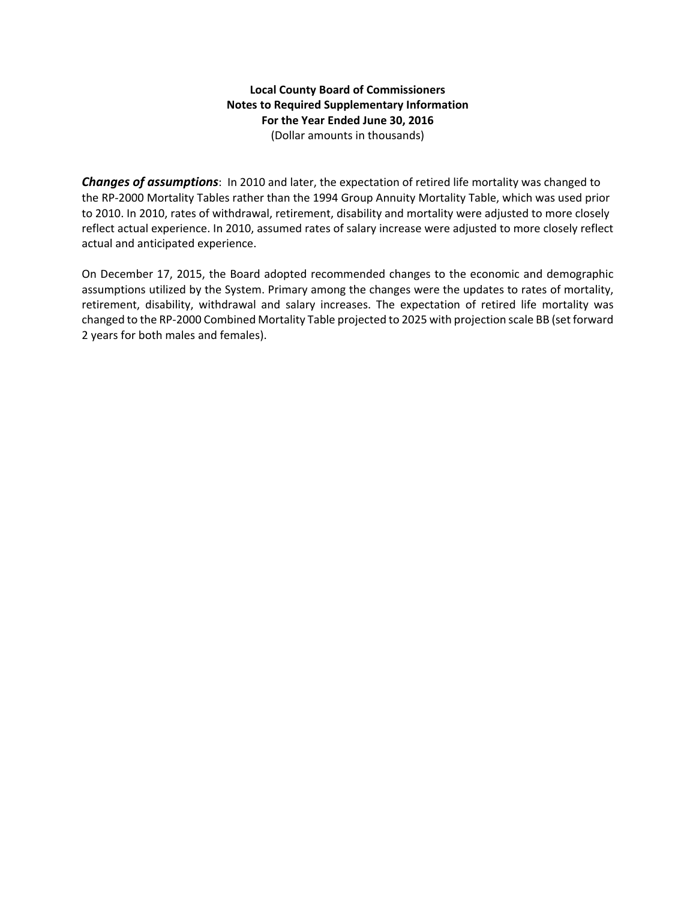**Local County Board of Commissioners**
**Notes to Required Supplementary Information**
**For the Year Ended June 30, 2016**
(Dollar amounts in thousands)

***Changes of assumptions***: In 2010 and later, the expectation of retired life mortality was changed to the RP-2000 Mortality Tables rather than the 1994 Group Annuity Mortality Table, which was used prior to 2010. In 2010, rates of withdrawal, retirement, disability and mortality were adjusted to more closely reflect actual experience. In 2010, assumed rates of salary increase were adjusted to more closely reflect actual and anticipated experience.

On December 17, 2015, the Board adopted recommended changes to the economic and demographic assumptions utilized by the System. Primary among the changes were the updates to rates of mortality, retirement, disability, withdrawal and salary increases. The expectation of retired life mortality was changed to the RP-2000 Combined Mortality Table projected to 2025 with projection scale BB (set forward 2 years for both males and females).